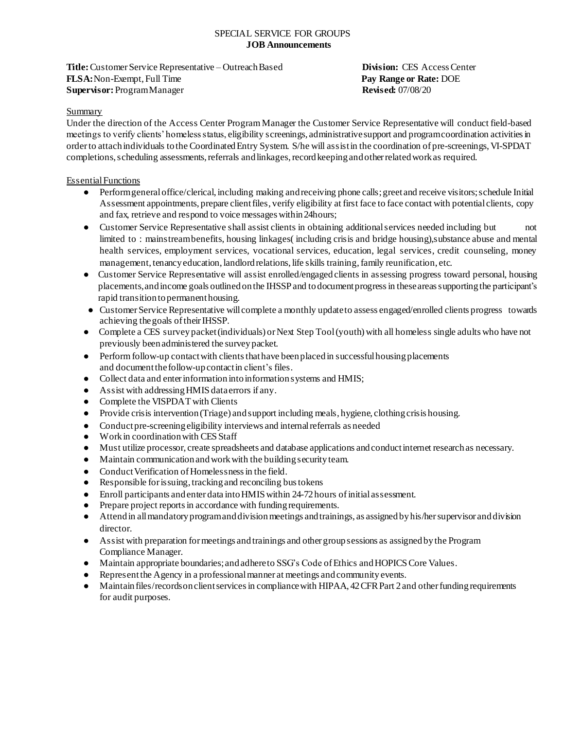# SPECIAL SERVICE FOR GROUPS
## JOB Announcements

**Title:** Customer Service Representative – Outreach Based
**Division:** CES Access Center
**FLSA:** Non-Exempt, Full Time
**Pay Range or Rate:** DOE
**Supervisor:** Program Manager
**Revised:** 07/08/20

### Summary

Under the direction of the Access Center Program Manager the Customer Service Representative will conduct field-based meetings to verify clients' homeless status, eligibility screenings, administrative support and program coordination activities in order to attach individuals to the Coordinated Entry System. S/he will assist in the coordination of pre-screenings, VI-SPDAT completions, scheduling assessments, referrals and linkages, record keeping and other related work as required.

### Essential Functions

- Perform general office/clerical, including making and receiving phone calls; greet and receive visitors; schedule Initial Assessment appointments, prepare client files, verify eligibility at first face to face contact with potential clients, copy and fax, retrieve and respond to voice messages within 24hours;
- Customer Service Representative shall assist clients in obtaining additional services needed including but not limited to : mainstream benefits, housing linkages( including crisis and bridge housing),substance abuse and mental health services, employment services, vocational services, education, legal services, credit counseling, money management, tenancy education, landlord relations, life skills training, family reunification, etc.
- Customer Service Representative will assist enrolled/engaged clients in assessing progress toward personal, housing placements, and income goals outlined on the IHSSP and to document progress in these areas supporting the participant's rapid transition to permanent housing.
- Customer Service Representative will complete a monthly update to assess engaged/enrolled clients progress towards achieving the goals of their IHSSP.
- Complete a CES survey packet (individuals) or Next Step Tool (youth) with all homeless single adults who have not previously been administered the survey packet.
- Perform follow-up contact with clients that have been placed in successful housing placements and document the follow-up contact in client's files.
- Collect data and enter information into information systems and HMIS;
- Assist with addressing HMIS data errors if any.
- Complete the VISPDAT with Clients
- Provide crisis intervention (Triage) and support including meals, hygiene, clothing crisis housing.
- Conduct pre-screening eligibility interviews and internal referrals as needed
- Work in coordination with CES Staff
- Must utilize processor, create spreadsheets and database applications and conduct internet research as necessary.
- Maintain communication and work with the building security team.
- Conduct Verification of Homelessness in the field.
- Responsible for issuing, tracking and reconciling bus tokens
- Enroll participants and enter data into HMIS within 24-72 hours of initial assessment.
- Prepare project reports in accordance with funding requirements.
- Attend in all mandatory program and division meetings and trainings, as assigned by his/her supervisor and division director.
- Assist with preparation for meetings and trainings and other group sessions as assigned by the Program Compliance Manager.
- Maintain appropriate boundaries; and adhere to SSG's Code of Ethics and HOPICS Core Values.
- Represent the Agency in a professional manner at meetings and community events.
- Maintain files/records on client services in compliance with HIPAA, 42 CFR Part 2 and other funding requirements for audit purposes.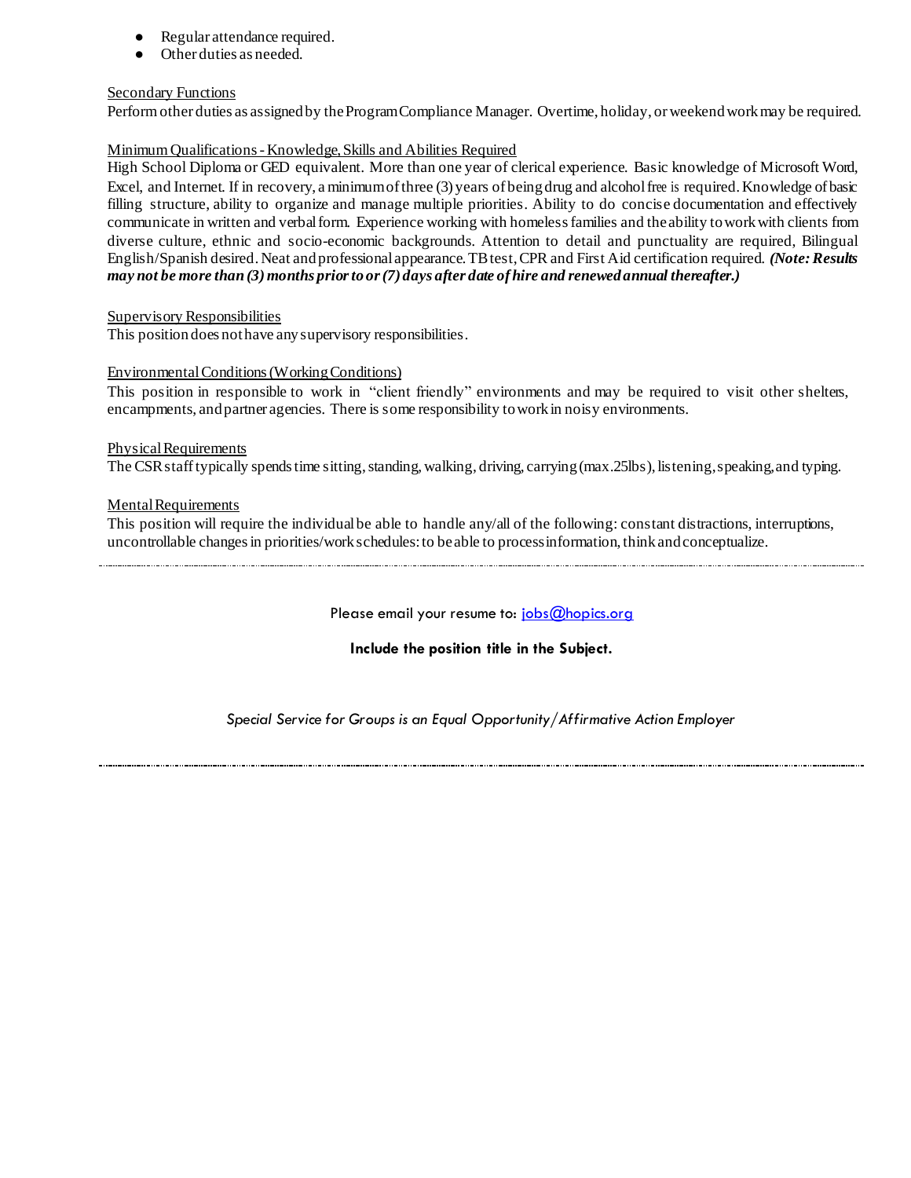- Regular attendance required.
- Other duties as needed.

Secondary Functions

Perform other duties as assigned by the Program Compliance Manager. Overtime, holiday, or weekend work may be required.

Minimum Qualifications - Knowledge, Skills and Abilities Required

High School Diploma or GED equivalent. More than one year of clerical experience. Basic knowledge of Microsoft Word, Excel, and Internet. If in recovery, a minimum of three (3) years of being drug and alcohol free is required. Knowledge of basic filling structure, ability to organize and manage multiple priorities. Ability to do concise documentation and effectively communicate in written and verbal form. Experience working with homeless families and the ability to work with clients from diverse culture, ethnic and socio-economic backgrounds. Attention to detail and punctuality are required, Bilingual English/Spanish desired. Neat and professional appearance. TB test, CPR and First Aid certification required. ***(Note: Results may not be more than (3) months prior to or (7) days after date of hire and renewed annual thereafter.)***

Supervisory Responsibilities

This position does not have any supervisory responsibilities.

Environmental Conditions (Working Conditions)

This position in responsible to work in "client friendly" environments and may be required to visit other shelters, encampments, and partner agencies. There is some responsibility to work in noisy environments.

Physical Requirements

The CSR staff typically spends time sitting, standing, walking, driving, carrying (max.25lbs), listening, speaking, and typing.

Mental Requirements

This position will require the individual be able to handle any/all of the following: constant distractions, interruptions, uncontrollable changes in priorities/work schedules: to be able to process information, think and conceptualize.

---

Please email your resume to: jobs@hopics.org

**Include the position title in the Subject.**

*Special Service for Groups is an Equal Opportunity/Affirmative Action Employer*

---